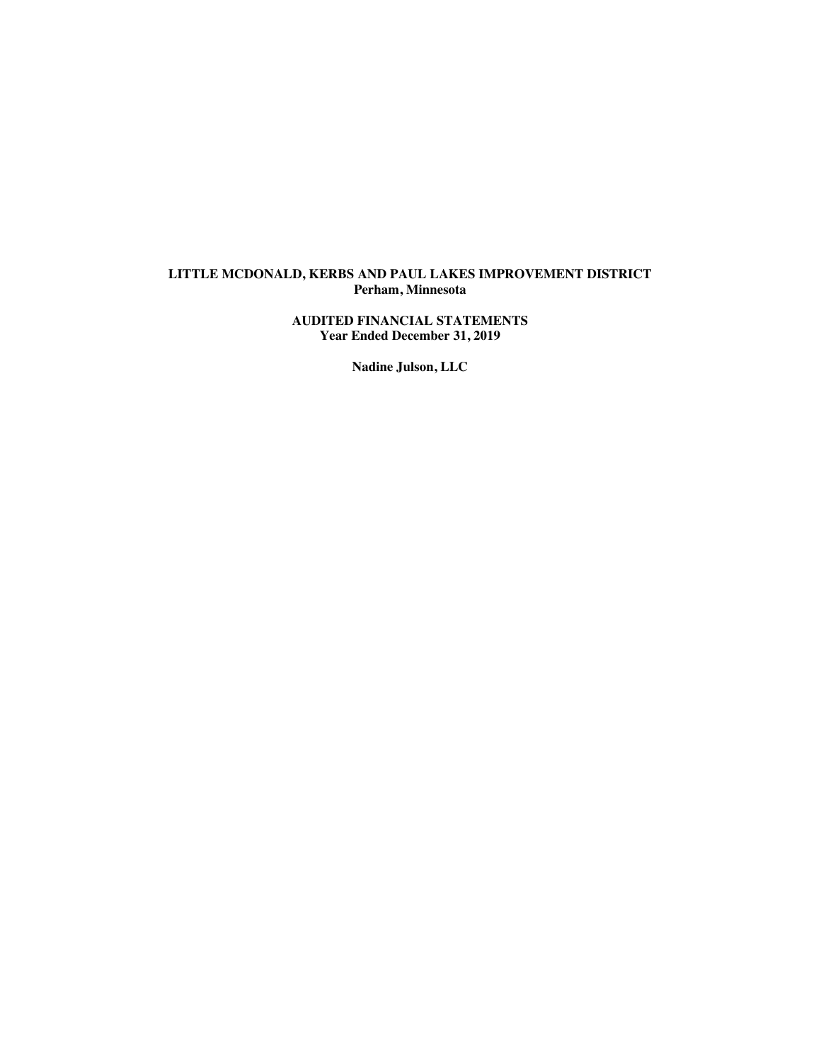**LITTLE MCDONALD, KERBS AND PAUL LAKES IMPROVEMENT DISTRICT**
**Perham, Minnesota**

**AUDITED FINANCIAL STATEMENTS**
**Year Ended December 31, 2019**

**Nadine Julson, LLC**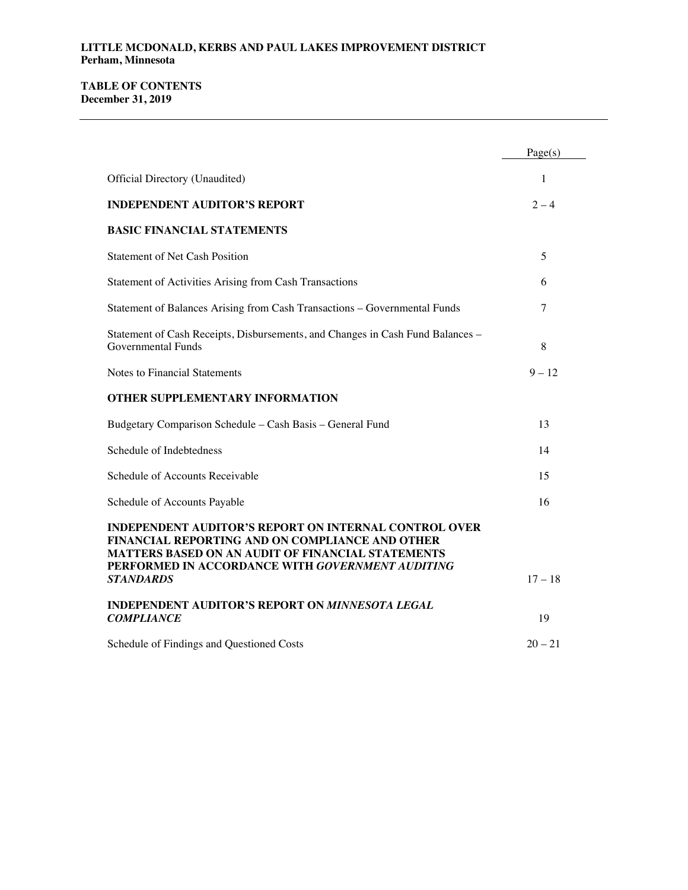**LITTLE MCDONALD, KERBS AND PAUL LAKES IMPROVEMENT DISTRICT**
**Perham, Minnesota**

**TABLE OF CONTENTS**
**December 31, 2019**

| | Page(s) |
|---|---|
| Official Directory (Unaudited) | 1 |
| **INDEPENDENT AUDITOR'S REPORT** | 2 – 4 |
| **BASIC FINANCIAL STATEMENTS** | |
| Statement of Net Cash Position | 5 |
| Statement of Activities Arising from Cash Transactions | 6 |
| Statement of Balances Arising from Cash Transactions – Governmental Funds | 7 |
| Statement of Cash Receipts, Disbursements, and Changes in Cash Fund Balances – Governmental Funds | 8 |
| Notes to Financial Statements | 9 – 12 |
| **OTHER SUPPLEMENTARY INFORMATION** | |
| Budgetary Comparison Schedule – Cash Basis – General Fund | 13 |
| Schedule of Indebtedness | 14 |
| Schedule of Accounts Receivable | 15 |
| Schedule of Accounts Payable | 16 |
| **INDEPENDENT AUDITOR'S REPORT ON INTERNAL CONTROL OVER FINANCIAL REPORTING AND ON COMPLIANCE AND OTHER MATTERS BASED ON AN AUDIT OF FINANCIAL STATEMENTS PERFORMED IN ACCORDANCE WITH *GOVERNMENT AUDITING STANDARDS*** | 17 – 18 |
| **INDEPENDENT AUDITOR'S REPORT ON *MINNESOTA LEGAL COMPLIANCE*** | 19 |
| Schedule of Findings and Questioned Costs | 20 – 21 |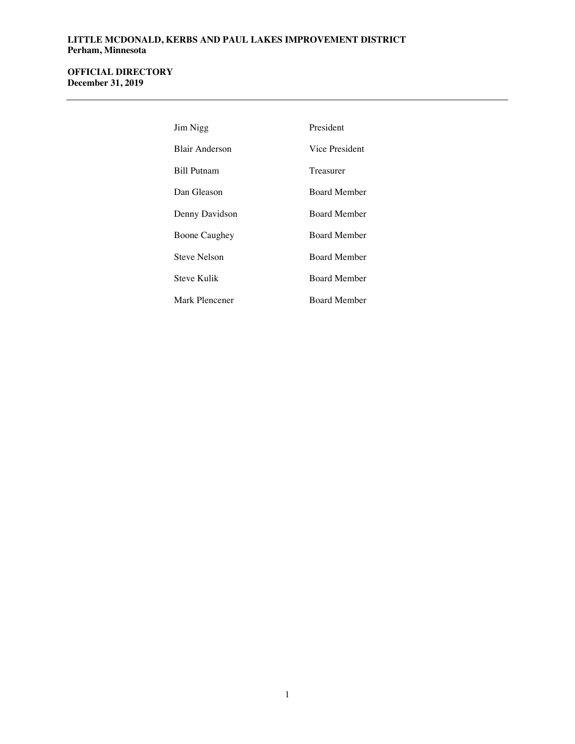**LITTLE MCDONALD, KERBS AND PAUL LAKES IMPROVEMENT DISTRICT**
**Perham, Minnesota**

## OFFICIAL DIRECTORY
**December 31, 2019**

| | |
|---|---|
| Jim Nigg | President |
| Blair Anderson | Vice President |
| Bill Putnam | Treasurer |
| Dan Gleason | Board Member |
| Denny Davidson | Board Member |
| Boone Caughey | Board Member |
| Steve Nelson | Board Member |
| Steve Kulik | Board Member |
| Mark Plencener | Board Member |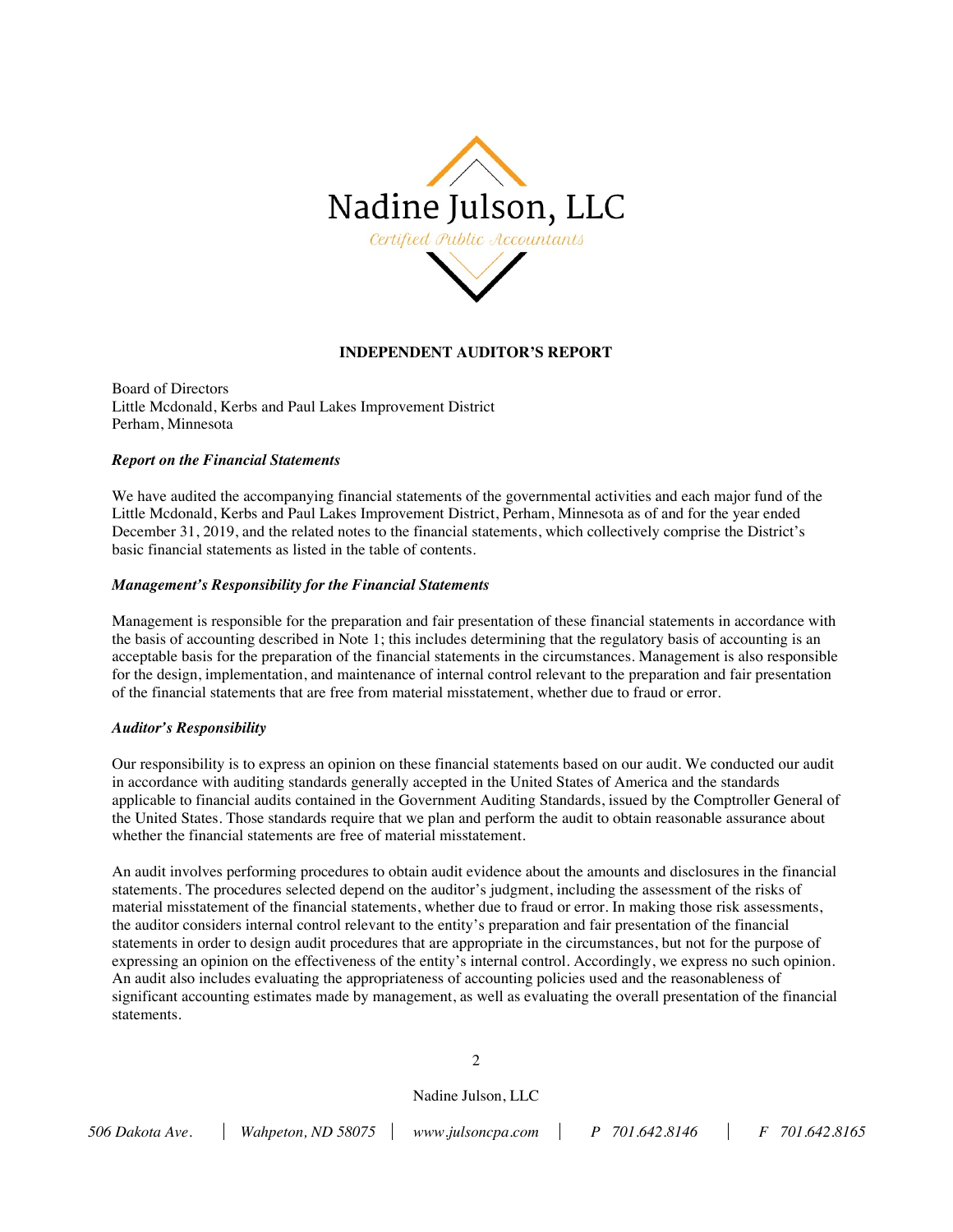Nadine Julson, LLC

Certified Public Accountants

## INDEPENDENT AUDITOR'S REPORT

Board of Directors
Little Mcdonald, Kerbs and Paul Lakes Improvement District
Perham, Minnesota

***Report on the Financial Statements***

We have audited the accompanying financial statements of the governmental activities and each major fund of the Little Mcdonald, Kerbs and Paul Lakes Improvement District, Perham, Minnesota as of and for the year ended December 31, 2019, and the related notes to the financial statements, which collectively comprise the District's basic financial statements as listed in the table of contents.

***Management's Responsibility for the Financial Statements***

Management is responsible for the preparation and fair presentation of these financial statements in accordance with the basis of accounting described in Note 1; this includes determining that the regulatory basis of accounting is an acceptable basis for the preparation of the financial statements in the circumstances. Management is also responsible for the design, implementation, and maintenance of internal control relevant to the preparation and fair presentation of the financial statements that are free from material misstatement, whether due to fraud or error.

***Auditor's Responsibility***

Our responsibility is to express an opinion on these financial statements based on our audit. We conducted our audit in accordance with auditing standards generally accepted in the United States of America and the standards applicable to financial audits contained in the Government Auditing Standards, issued by the Comptroller General of the United States. Those standards require that we plan and perform the audit to obtain reasonable assurance about whether the financial statements are free of material misstatement.

An audit involves performing procedures to obtain audit evidence about the amounts and disclosures in the financial statements. The procedures selected depend on the auditor's judgment, including the assessment of the risks of material misstatement of the financial statements, whether due to fraud or error. In making those risk assessments, the auditor considers internal control relevant to the entity's preparation and fair presentation of the financial statements in order to design audit procedures that are appropriate in the circumstances, but not for the purpose of expressing an opinion on the effectiveness of the entity's internal control. Accordingly, we express no such opinion. An audit also includes evaluating the appropriateness of accounting policies used and the reasonableness of significant accounting estimates made by management, as well as evaluating the overall presentation of the financial statements.

Nadine Julson, LLC

*506 Dakota Ave.* | *Wahpeton, ND 58075* | *www.julsoncpa.com* | *P 701.642.8146* | *F 701.642.8165*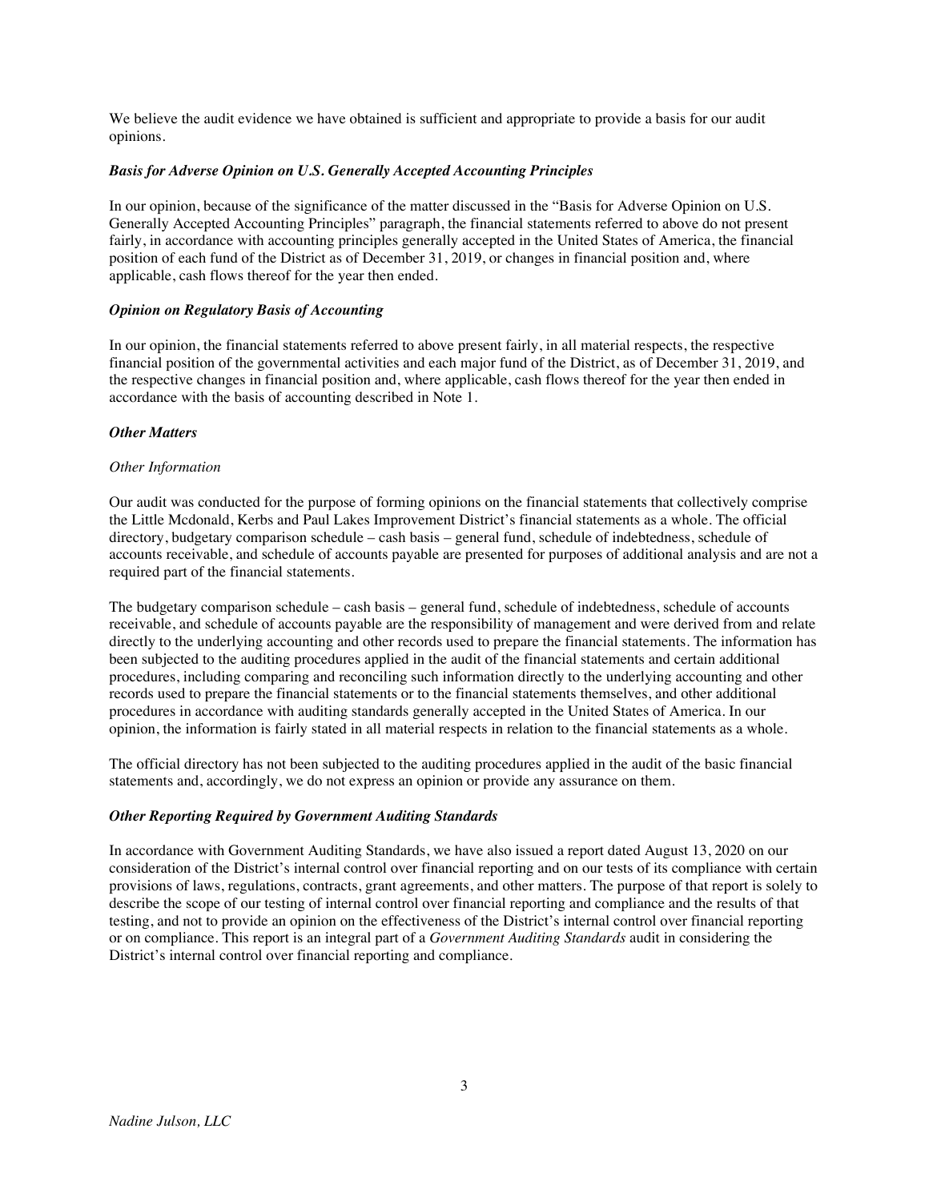We believe the audit evidence we have obtained is sufficient and appropriate to provide a basis for our audit opinions.

### *Basis for Adverse Opinion on U.S. Generally Accepted Accounting Principles*

In our opinion, because of the significance of the matter discussed in the "Basis for Adverse Opinion on U.S. Generally Accepted Accounting Principles" paragraph, the financial statements referred to above do not present fairly, in accordance with accounting principles generally accepted in the United States of America, the financial position of each fund of the District as of December 31, 2019, or changes in financial position and, where applicable, cash flows thereof for the year then ended.

### *Opinion on Regulatory Basis of Accounting*

In our opinion, the financial statements referred to above present fairly, in all material respects, the respective financial position of the governmental activities and each major fund of the District, as of December 31, 2019, and the respective changes in financial position and, where applicable, cash flows thereof for the year then ended in accordance with the basis of accounting described in Note 1.

### *Other Matters*

*Other Information*

Our audit was conducted for the purpose of forming opinions on the financial statements that collectively comprise the Little Mcdonald, Kerbs and Paul Lakes Improvement District's financial statements as a whole. The official directory, budgetary comparison schedule – cash basis – general fund, schedule of indebtedness, schedule of accounts receivable, and schedule of accounts payable are presented for purposes of additional analysis and are not a required part of the financial statements.

The budgetary comparison schedule – cash basis – general fund, schedule of indebtedness, schedule of accounts receivable, and schedule of accounts payable are the responsibility of management and were derived from and relate directly to the underlying accounting and other records used to prepare the financial statements. The information has been subjected to the auditing procedures applied in the audit of the financial statements and certain additional procedures, including comparing and reconciling such information directly to the underlying accounting and other records used to prepare the financial statements or to the financial statements themselves, and other additional procedures in accordance with auditing standards generally accepted in the United States of America. In our opinion, the information is fairly stated in all material respects in relation to the financial statements as a whole.

The official directory has not been subjected to the auditing procedures applied in the audit of the basic financial statements and, accordingly, we do not express an opinion or provide any assurance on them.

### *Other Reporting Required by Government Auditing Standards*

In accordance with Government Auditing Standards, we have also issued a report dated August 13, 2020 on our consideration of the District's internal control over financial reporting and on our tests of its compliance with certain provisions of laws, regulations, contracts, grant agreements, and other matters. The purpose of that report is solely to describe the scope of our testing of internal control over financial reporting and compliance and the results of that testing, and not to provide an opinion on the effectiveness of the District's internal control over financial reporting or on compliance. This report is an integral part of a *Government Auditing Standards* audit in considering the District's internal control over financial reporting and compliance.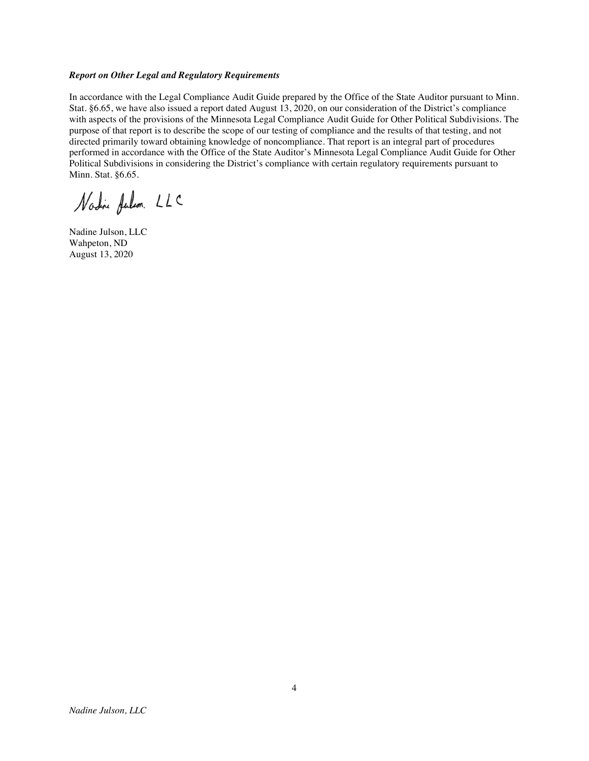***Report on Other Legal and Regulatory Requirements***

In accordance with the Legal Compliance Audit Guide prepared by the Office of the State Auditor pursuant to Minn. Stat. §6.65, we have also issued a report dated August 13, 2020, on our consideration of the District's compliance with aspects of the provisions of the Minnesota Legal Compliance Audit Guide for Other Political Subdivisions. The purpose of that report is to describe the scope of our testing of compliance and the results of that testing, and not directed primarily toward obtaining knowledge of noncompliance. That report is an integral part of procedures performed in accordance with the Office of the State Auditor's Minnesota Legal Compliance Audit Guide for Other Political Subdivisions in considering the District's compliance with certain regulatory requirements pursuant to Minn. Stat. §6.65.

Nadine Julson, LLC

Nadine Julson, LLC
Wahpeton, ND
August 13, 2020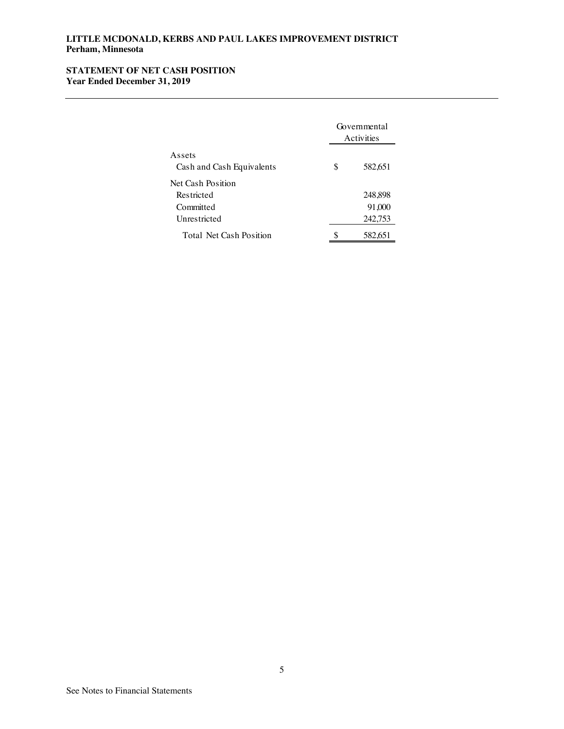**LITTLE MCDONALD, KERBS AND PAUL LAKES IMPROVEMENT DISTRICT**
**Perham, Minnesota**

**STATEMENT OF NET CASH POSITION**
**Year Ended December 31, 2019**

| | Governmental Activities |
|---|---|
| Assets | |
| Cash and Cash Equivalents | $ 582,651 |
| Net Cash Position | |
| Restricted | 248,898 |
| Committed | 91,000 |
| Unrestricted | 242,753 |
| Total Net Cash Position | $ 582,651 |

See Notes to Financial Statements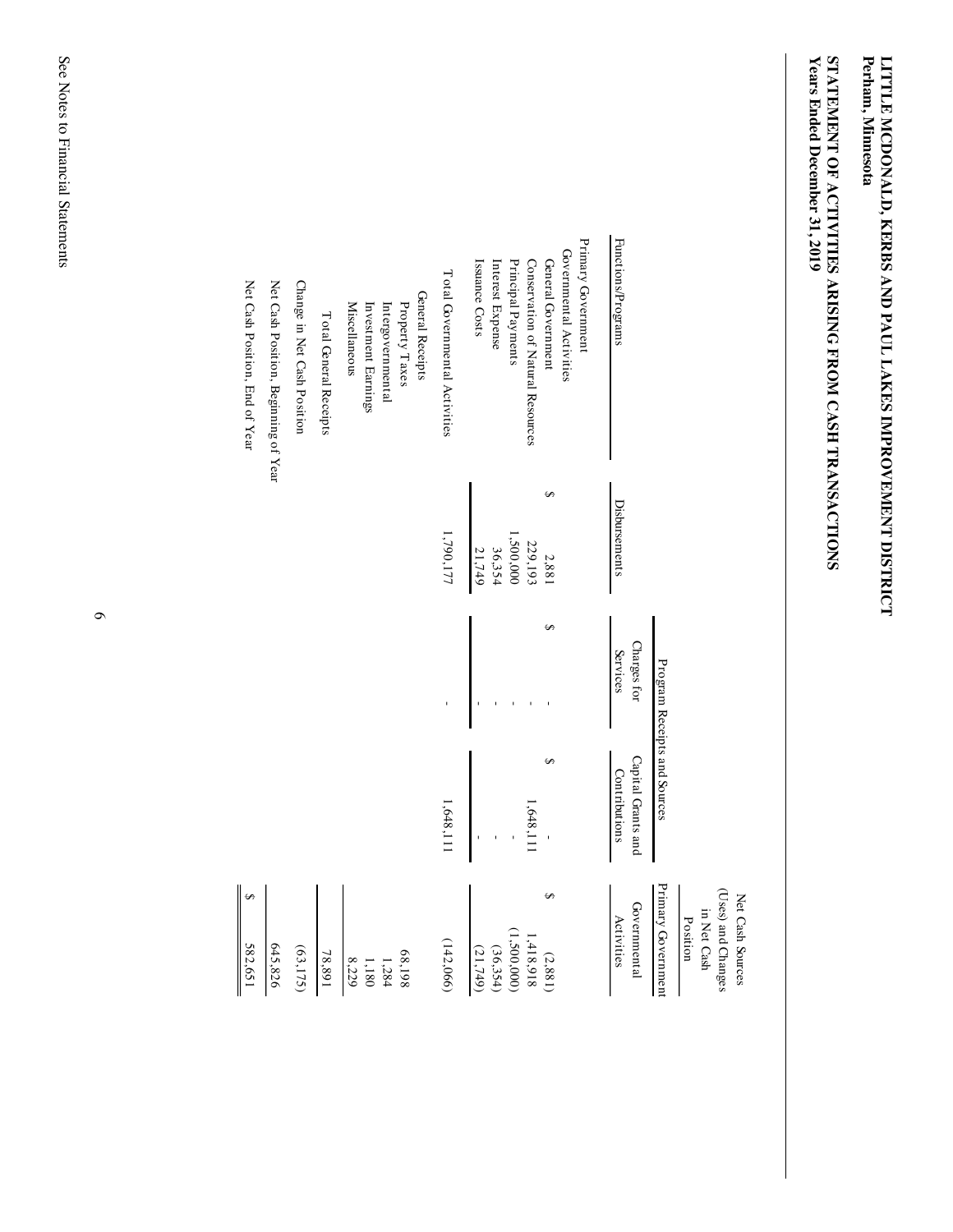# LITTLE MCDONALD, KERBS AND PAUL LAKES IMPROVEMENT DISTRICT
**Perham, Minnesota**

## STATEMENT OF ACTIVITIES ARISING FROM CASH TRANSACTIONS
**Years Ended December 31, 2019**

| Functions/Programs | Disbursements | Program Receipts and Sources | | Net Cash Sources (Uses) and Changes in Net Cash Position |
|---|---|---|---|---|
| | | Charges for Services | Capital Grants and Contributions | Primary Government Governmental Activities |
| Primary Government | | | | |
| Governmental Activities | | | | |
| General Government | $ 2,881 | $ - | $ - | $ (2,881) |
| Conservation of Natural Resources | 229,193 | - | 1,648,111 | 1,418,918 |
| Principal Payments | 1,500,000 | - | - | (1,500,000) |
| Interest Expense | 36,354 | - | - | (36,354) |
| Issuance Costs | 21,749 | - | - | (21,749) |
| Total Governmental Activities | 1,790,177 | - | 1,648,111 | (142,066) |
| General Receipts | | | | |
| Property Taxes | | | | 68,198 |
| Intergovernmental | | | | 1,284 |
| Investment Earnings | | | | 1,180 |
| Miscellaneous | | | | 8,229 |
| Total General Receipts | | | | 78,891 |
| Change in Net Cash Position | | | | (63,175) |
| Net Cash Position, Beginning of Year | | | | 645,826 |
| Net Cash Position, End of Year | | | | $ 582,651 |

See Notes to Financial Statements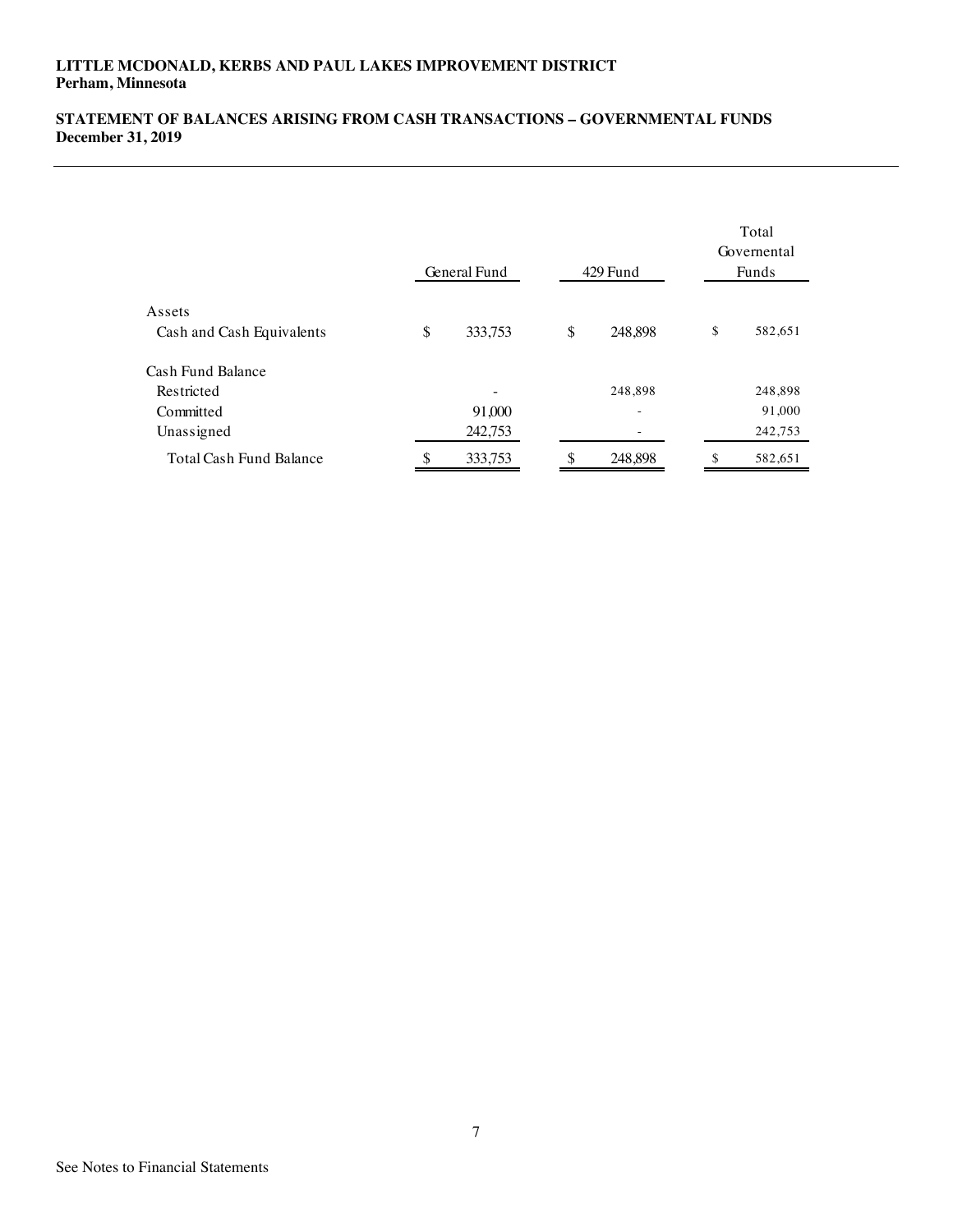**LITTLE MCDONALD, KERBS AND PAUL LAKES IMPROVEMENT DISTRICT**
**Perham, Minnesota**

**STATEMENT OF BALANCES ARISING FROM CASH TRANSACTIONS – GOVERNMENTAL FUNDS**
**December 31, 2019**

| | General Fund | 429 Fund | Total Governmental Funds |
|---|---|---|---|
| Assets | | | |
| Cash and Cash Equivalents | $ 333,753 | $ 248,898 | $ 582,651 |
| Cash Fund Balance | | | |
| Restricted | - | 248,898 | 248,898 |
| Committed | 91,000 | - | 91,000 |
| Unassigned | 242,753 | - | 242,753 |
| Total Cash Fund Balance | $ 333,753 | $ 248,898 | $ 582,651 |

See Notes to Financial Statements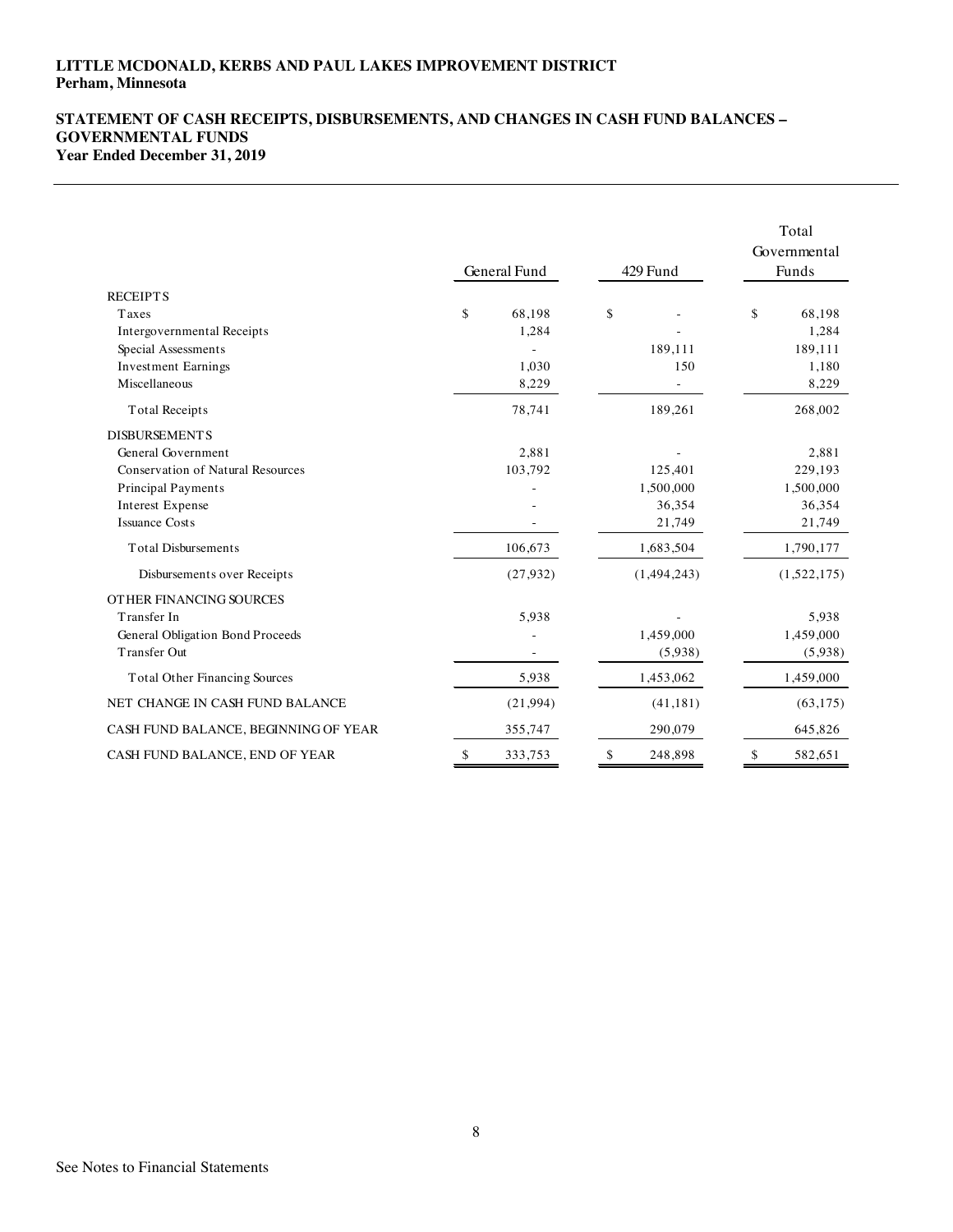**LITTLE MCDONALD, KERBS AND PAUL LAKES IMPROVEMENT DISTRICT**
**Perham, Minnesota**

**STATEMENT OF CASH RECEIPTS, DISBURSEMENTS, AND CHANGES IN CASH FUND BALANCES – GOVERNMENTAL FUNDS**
**Year Ended December 31, 2019**

| | General Fund | 429 Fund | Total Governmental Funds |
|---|---|---|---|
| RECEIPTS | | | |
| Taxes | $ 68,198 | $ - | $ 68,198 |
| Intergovernmental Receipts | 1,284 | - | 1,284 |
| Special Assessments | - | 189,111 | 189,111 |
| Investment Earnings | 1,030 | 150 | 1,180 |
| Miscellaneous | 8,229 | - | 8,229 |
| Total Receipts | 78,741 | 189,261 | 268,002 |
| DISBURSEMENTS | | | |
| General Government | 2,881 | - | 2,881 |
| Conservation of Natural Resources | 103,792 | 125,401 | 229,193 |
| Principal Payments | - | 1,500,000 | 1,500,000 |
| Interest Expense | - | 36,354 | 36,354 |
| Issuance Costs | - | 21,749 | 21,749 |
| Total Disbursements | 106,673 | 1,683,504 | 1,790,177 |
| Disbursements over Receipts | (27,932) | (1,494,243) | (1,522,175) |
| OTHER FINANCING SOURCES | | | |
| Transfer In | 5,938 | - | 5,938 |
| General Obligation Bond Proceeds | - | 1,459,000 | 1,459,000 |
| Transfer Out | - | (5,938) | (5,938) |
| Total Other Financing Sources | 5,938 | 1,453,062 | 1,459,000 |
| NET CHANGE IN CASH FUND BALANCE | (21,994) | (41,181) | (63,175) |
| CASH FUND BALANCE, BEGINNING OF YEAR | 355,747 | 290,079 | 645,826 |
| CASH FUND BALANCE, END OF YEAR | $ 333,753 | $ 248,898 | $ 582,651 |

See Notes to Financial Statements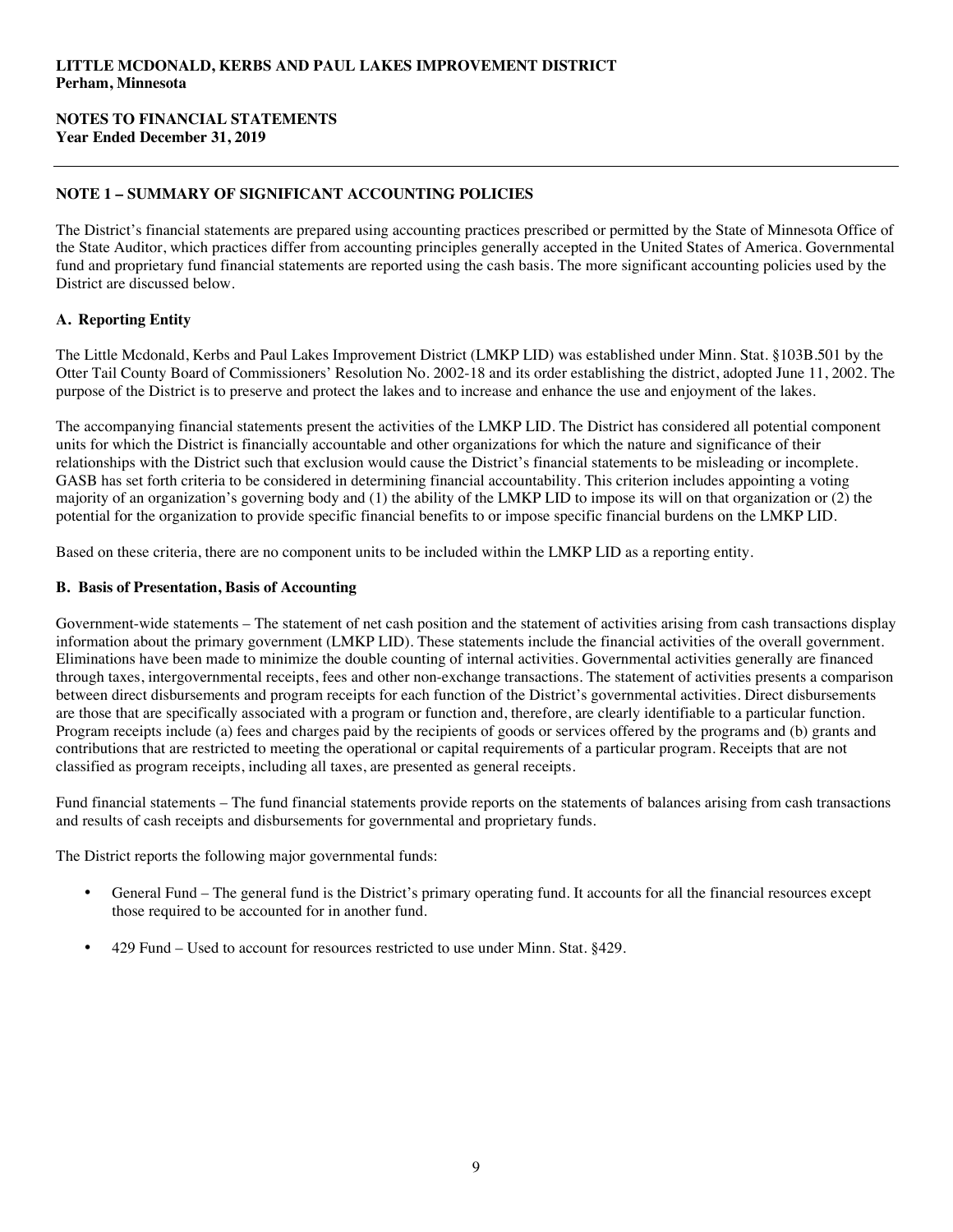**LITTLE MCDONALD, KERBS AND PAUL LAKES IMPROVEMENT DISTRICT**
**Perham, Minnesota**

**NOTES TO FINANCIAL STATEMENTS**
**Year Ended December 31, 2019**

---

## NOTE 1 – SUMMARY OF SIGNIFICANT ACCOUNTING POLICIES

The District's financial statements are prepared using accounting practices prescribed or permitted by the State of Minnesota Office of the State Auditor, which practices differ from accounting principles generally accepted in the United States of America. Governmental fund and proprietary fund financial statements are reported using the cash basis. The more significant accounting policies used by the District are discussed below.

### A. Reporting Entity

The Little Mcdonald, Kerbs and Paul Lakes Improvement District (LMKP LID) was established under Minn. Stat. §103B.501 by the Otter Tail County Board of Commissioners' Resolution No. 2002-18 and its order establishing the district, adopted June 11, 2002. The purpose of the District is to preserve and protect the lakes and to increase and enhance the use and enjoyment of the lakes.

The accompanying financial statements present the activities of the LMKP LID. The District has considered all potential component units for which the District is financially accountable and other organizations for which the nature and significance of their relationships with the District such that exclusion would cause the District's financial statements to be misleading or incomplete. GASB has set forth criteria to be considered in determining financial accountability. This criterion includes appointing a voting majority of an organization's governing body and (1) the ability of the LMKP LID to impose its will on that organization or (2) the potential for the organization to provide specific financial benefits to or impose specific financial burdens on the LMKP LID.

Based on these criteria, there are no component units to be included within the LMKP LID as a reporting entity.

### B. Basis of Presentation, Basis of Accounting

Government-wide statements – The statement of net cash position and the statement of activities arising from cash transactions display information about the primary government (LMKP LID). These statements include the financial activities of the overall government. Eliminations have been made to minimize the double counting of internal activities. Governmental activities generally are financed through taxes, intergovernmental receipts, fees and other non-exchange transactions. The statement of activities presents a comparison between direct disbursements and program receipts for each function of the District's governmental activities. Direct disbursements are those that are specifically associated with a program or function and, therefore, are clearly identifiable to a particular function. Program receipts include (a) fees and charges paid by the recipients of goods or services offered by the programs and (b) grants and contributions that are restricted to meeting the operational or capital requirements of a particular program. Receipts that are not classified as program receipts, including all taxes, are presented as general receipts.

Fund financial statements – The fund financial statements provide reports on the statements of balances arising from cash transactions and results of cash receipts and disbursements for governmental and proprietary funds.

The District reports the following major governmental funds:

- General Fund – The general fund is the District's primary operating fund. It accounts for all the financial resources except those required to be accounted for in another fund.
- 429 Fund – Used to account for resources restricted to use under Minn. Stat. §429.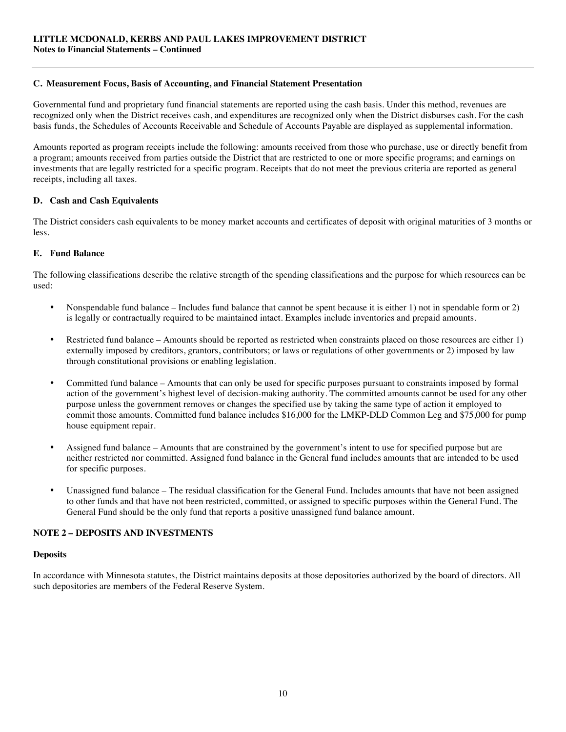### C. Measurement Focus, Basis of Accounting, and Financial Statement Presentation

Governmental fund and proprietary fund financial statements are reported using the cash basis. Under this method, revenues are recognized only when the District receives cash, and expenditures are recognized only when the District disburses cash. For the cash basis funds, the Schedules of Accounts Receivable and Schedule of Accounts Payable are displayed as supplemental information.

Amounts reported as program receipts include the following: amounts received from those who purchase, use or directly benefit from a program; amounts received from parties outside the District that are restricted to one or more specific programs; and earnings on investments that are legally restricted for a specific program. Receipts that do not meet the previous criteria are reported as general receipts, including all taxes.

### D. Cash and Cash Equivalents

The District considers cash equivalents to be money market accounts and certificates of deposit with original maturities of 3 months or less.

### E. Fund Balance

The following classifications describe the relative strength of the spending classifications and the purpose for which resources can be used:

- Nonspendable fund balance – Includes fund balance that cannot be spent because it is either 1) not in spendable form or 2) is legally or contractually required to be maintained intact. Examples include inventories and prepaid amounts.

- Restricted fund balance – Amounts should be reported as restricted when constraints placed on those resources are either 1) externally imposed by creditors, grantors, contributors; or laws or regulations of other governments or 2) imposed by law through constitutional provisions or enabling legislation.

- Committed fund balance – Amounts that can only be used for specific purposes pursuant to constraints imposed by formal action of the government's highest level of decision-making authority. The committed amounts cannot be used for any other purpose unless the government removes or changes the specified use by taking the same type of action it employed to commit those amounts. Committed fund balance includes $16,000 for the LMKP-DLD Common Leg and $75,000 for pump house equipment repair.

- Assigned fund balance – Amounts that are constrained by the government's intent to use for specified purpose but are neither restricted nor committed. Assigned fund balance in the General fund includes amounts that are intended to be used for specific purposes.

- Unassigned fund balance – The residual classification for the General Fund. Includes amounts that have not been assigned to other funds and that have not been restricted, committed, or assigned to specific purposes within the General Fund. The General Fund should be the only fund that reports a positive unassigned fund balance amount.

## NOTE 2 – DEPOSITS AND INVESTMENTS

### Deposits

In accordance with Minnesota statutes, the District maintains deposits at those depositories authorized by the board of directors. All such depositories are members of the Federal Reserve System.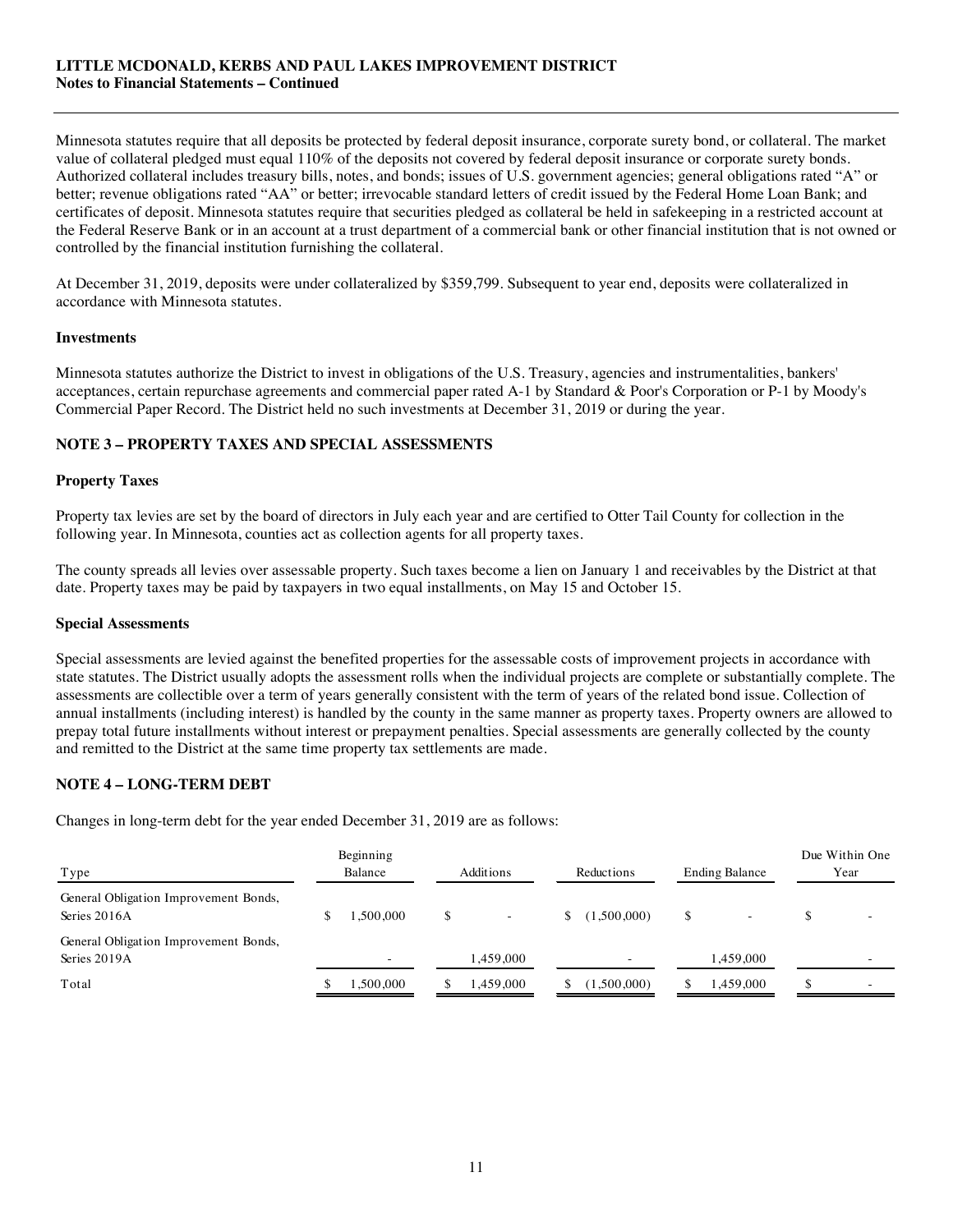Minnesota statutes require that all deposits be protected by federal deposit insurance, corporate surety bond, or collateral. The market value of collateral pledged must equal 110% of the deposits not covered by federal deposit insurance or corporate surety bonds. Authorized collateral includes treasury bills, notes, and bonds; issues of U.S. government agencies; general obligations rated "A" or better; revenue obligations rated "AA" or better; irrevocable standard letters of credit issued by the Federal Home Loan Bank; and certificates of deposit. Minnesota statutes require that securities pledged as collateral be held in safekeeping in a restricted account at the Federal Reserve Bank or in an account at a trust department of a commercial bank or other financial institution that is not owned or controlled by the financial institution furnishing the collateral.

At December 31, 2019, deposits were under collateralized by $359,799. Subsequent to year end, deposits were collateralized in accordance with Minnesota statutes.

### Investments

Minnesota statutes authorize the District to invest in obligations of the U.S. Treasury, agencies and instrumentalities, bankers' acceptances, certain repurchase agreements and commercial paper rated A-1 by Standard & Poor's Corporation or P-1 by Moody's Commercial Paper Record. The District held no such investments at December 31, 2019 or during the year.

## NOTE 3 – PROPERTY TAXES AND SPECIAL ASSESSMENTS

### Property Taxes

Property tax levies are set by the board of directors in July each year and are certified to Otter Tail County for collection in the following year. In Minnesota, counties act as collection agents for all property taxes.

The county spreads all levies over assessable property. Such taxes become a lien on January 1 and receivables by the District at that date. Property taxes may be paid by taxpayers in two equal installments, on May 15 and October 15.

### Special Assessments

Special assessments are levied against the benefited properties for the assessable costs of improvement projects in accordance with state statutes. The District usually adopts the assessment rolls when the individual projects are complete or substantially complete. The assessments are collectible over a term of years generally consistent with the term of years of the related bond issue. Collection of annual installments (including interest) is handled by the county in the same manner as property taxes. Property owners are allowed to prepay total future installments without interest or prepayment penalties. Special assessments are generally collected by the county and remitted to the District at the same time property tax settlements are made.

## NOTE 4 – LONG-TERM DEBT

Changes in long-term debt for the year ended December 31, 2019 are as follows:

| Type | Beginning Balance | Additions | Reductions | Ending Balance | Due Within One Year |
|---|---|---|---|---|---|
| General Obligation Improvement Bonds, Series 2016A | $ 1,500,000 | $ - | $ (1,500,000) | $ - | $ - |
| General Obligation Improvement Bonds, Series 2019A | - | 1,459,000 | - | 1,459,000 | - |
| Total | $ 1,500,000 | $ 1,459,000 | $ (1,500,000) | $ 1,459,000 | $ - |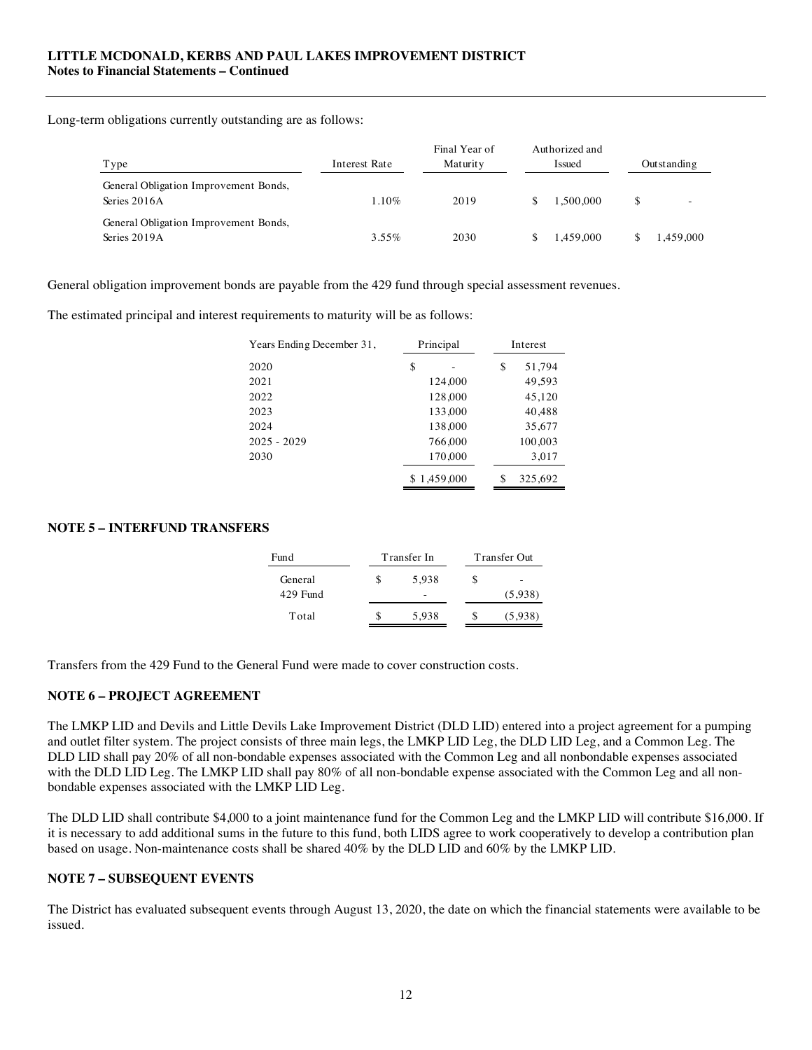Long-term obligations currently outstanding are as follows:

| Type | Interest Rate | Final Year of Maturity | Authorized and Issued | Outstanding |
|---|---|---|---|---|
| General Obligation Improvement Bonds, Series 2016A | 1.10% | 2019 | $ 1,500,000 | $ - |
| General Obligation Improvement Bonds, Series 2019A | 3.55% | 2030 | $ 1,459,000 | $ 1,459,000 |

General obligation improvement bonds are payable from the 429 fund through special assessment revenues.

The estimated principal and interest requirements to maturity will be as follows:

| Years Ending December 31, | Principal | Interest |
|---|---|---|
| 2020 | $ - | $ 51,794 |
| 2021 | 124,000 | 49,593 |
| 2022 | 128,000 | 45,120 |
| 2023 | 133,000 | 40,488 |
| 2024 | 138,000 | 35,677 |
| 2025 - 2029 | 766,000 | 100,003 |
| 2030 | 170,000 | 3,017 |
| | $ 1,459,000 | $ 325,692 |

## NOTE 5 – INTERFUND TRANSFERS

| Fund | Transfer In | Transfer Out |
|---|---|---|
| General | $ 5,938 | $ - |
| 429 Fund | - | (5,938) |
| Total | $ 5,938 | $ (5,938) |

Transfers from the 429 Fund to the General Fund were made to cover construction costs.

## NOTE 6 – PROJECT AGREEMENT

The LMKP LID and Devils and Little Devils Lake Improvement District (DLD LID) entered into a project agreement for a pumping and outlet filter system. The project consists of three main legs, the LMKP LID Leg, the DLD LID Leg, and a Common Leg. The DLD LID shall pay 20% of all non-bondable expenses associated with the Common Leg and all nonbondable expenses associated with the DLD LID Leg. The LMKP LID shall pay 80% of all non-bondable expense associated with the Common Leg and all non-bondable expenses associated with the LMKP LID Leg.

The DLD LID shall contribute $4,000 to a joint maintenance fund for the Common Leg and the LMKP LID will contribute $16,000. If it is necessary to add additional sums in the future to this fund, both LIDS agree to work cooperatively to develop a contribution plan based on usage. Non-maintenance costs shall be shared 40% by the DLD LID and 60% by the LMKP LID.

## NOTE 7 – SUBSEQUENT EVENTS

The District has evaluated subsequent events through August 13, 2020, the date on which the financial statements were available to be issued.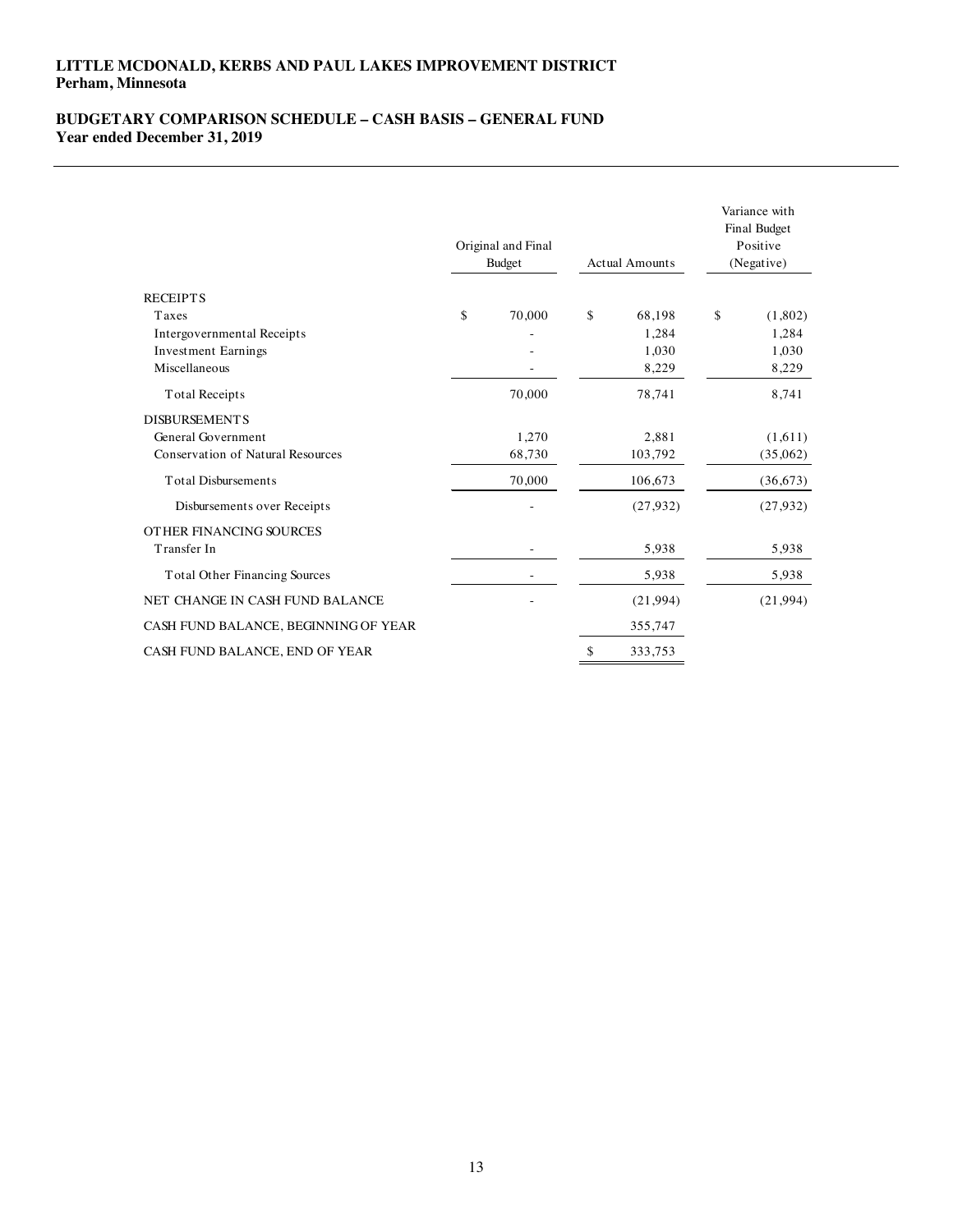**LITTLE MCDONALD, KERBS AND PAUL LAKES IMPROVEMENT DISTRICT**
**Perham, Minnesota**

**BUDGETARY COMPARISON SCHEDULE – CASH BASIS – GENERAL FUND**
**Year ended December 31, 2019**

| | Original and Final Budget | Actual Amounts | Variance with Final Budget Positive (Negative) |
|---|---|---|---|
| RECEIPTS | | | |
| Taxes | $ 70,000 | $ 68,198 | $ (1,802) |
| Intergovernmental Receipts | - | 1,284 | 1,284 |
| Investment Earnings | - | 1,030 | 1,030 |
| Miscellaneous | - | 8,229 | 8,229 |
| Total Receipts | 70,000 | 78,741 | 8,741 |
| DISBURSEMENTS | | | |
| General Government | 1,270 | 2,881 | (1,611) |
| Conservation of Natural Resources | 68,730 | 103,792 | (35,062) |
| Total Disbursements | 70,000 | 106,673 | (36,673) |
| Disbursements over Receipts | - | (27,932) | (27,932) |
| OTHER FINANCING SOURCES | | | |
| Transfer In | - | 5,938 | 5,938 |
| Total Other Financing Sources | - | 5,938 | 5,938 |
| NET CHANGE IN CASH FUND BALANCE | - | (21,994) | (21,994) |
| CASH FUND BALANCE, BEGINNING OF YEAR | | 355,747 | |
| CASH FUND BALANCE, END OF YEAR | | $ 333,753 | |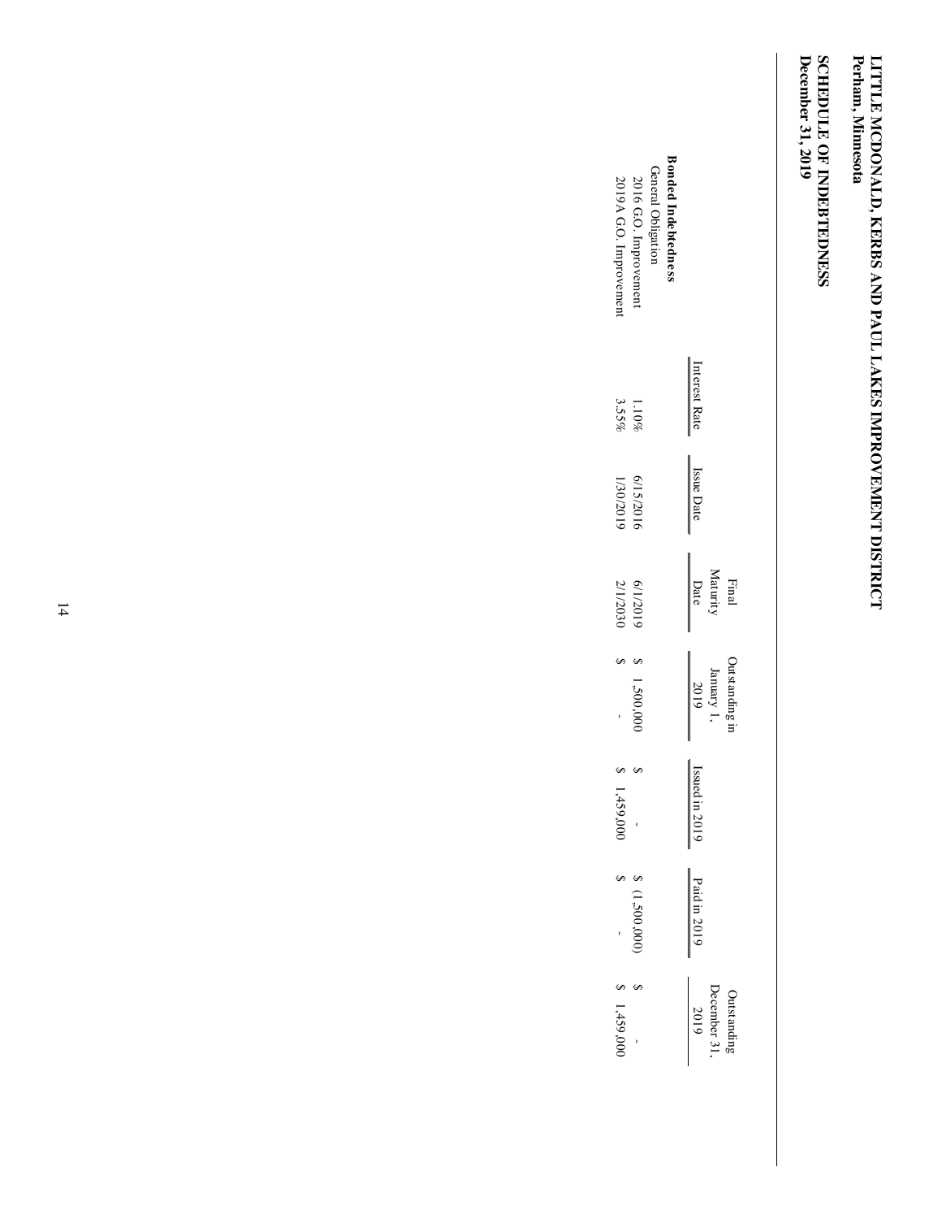# LITTLE MCDONALD, KERBS AND PAUL LAKES IMPROVEMENT DISTRICT
Perham, Minnesota

## SCHEDULE OF INDEBTEDNESS
December 31, 2019

| | Interest Rate | Issue Date | Final Maturity Date | Outstanding in January 1, 2019 | Issued in 2019 | Paid in 2019 | Outstanding December 31, 2019 |
|---|---|---|---|---|---|---|---|
| **Bonded Indebtedness** | | | | | | | |
| General Obligation | | | | | | | |
| 2016 G.O. Improvement | 1.10% | 6/15/2016 | 6/1/2019 | $ 1,500,000 | $ - | $ (1,500,000) | $ - |
| 2019A G.O. Improvement | 3.55% | 1/30/2019 | 2/1/2030 | $ - | $ 1,459,000 | $ - | $ 1,459,000 |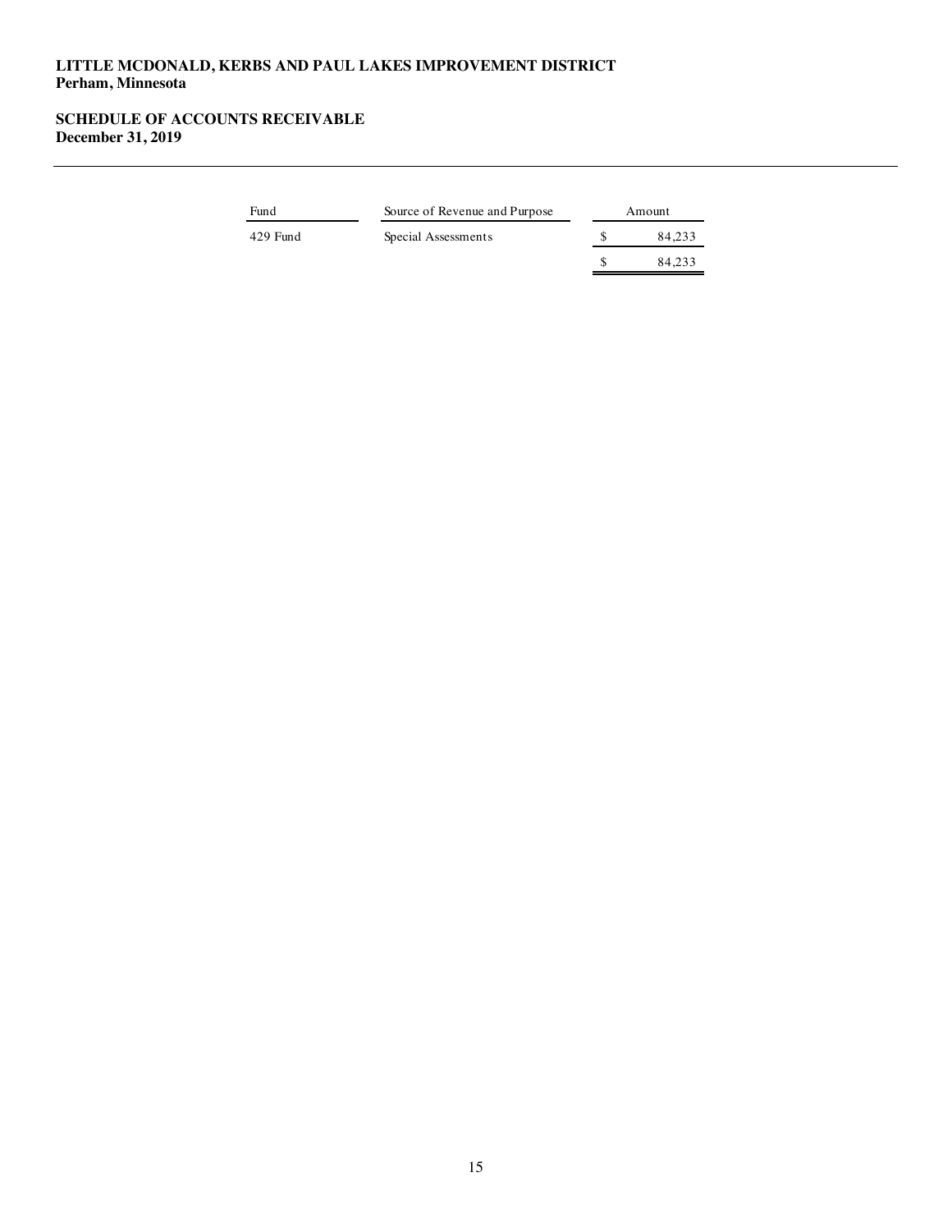**LITTLE MCDONALD, KERBS AND PAUL LAKES IMPROVEMENT DISTRICT**
**Perham, Minnesota**

**SCHEDULE OF ACCOUNTS RECEIVABLE**
**December 31, 2019**

| Fund | Source of Revenue and Purpose | Amount |
|---|---|---|
| 429 Fund | Special Assessments | $ 84,233 |
| | | $ 84,233 |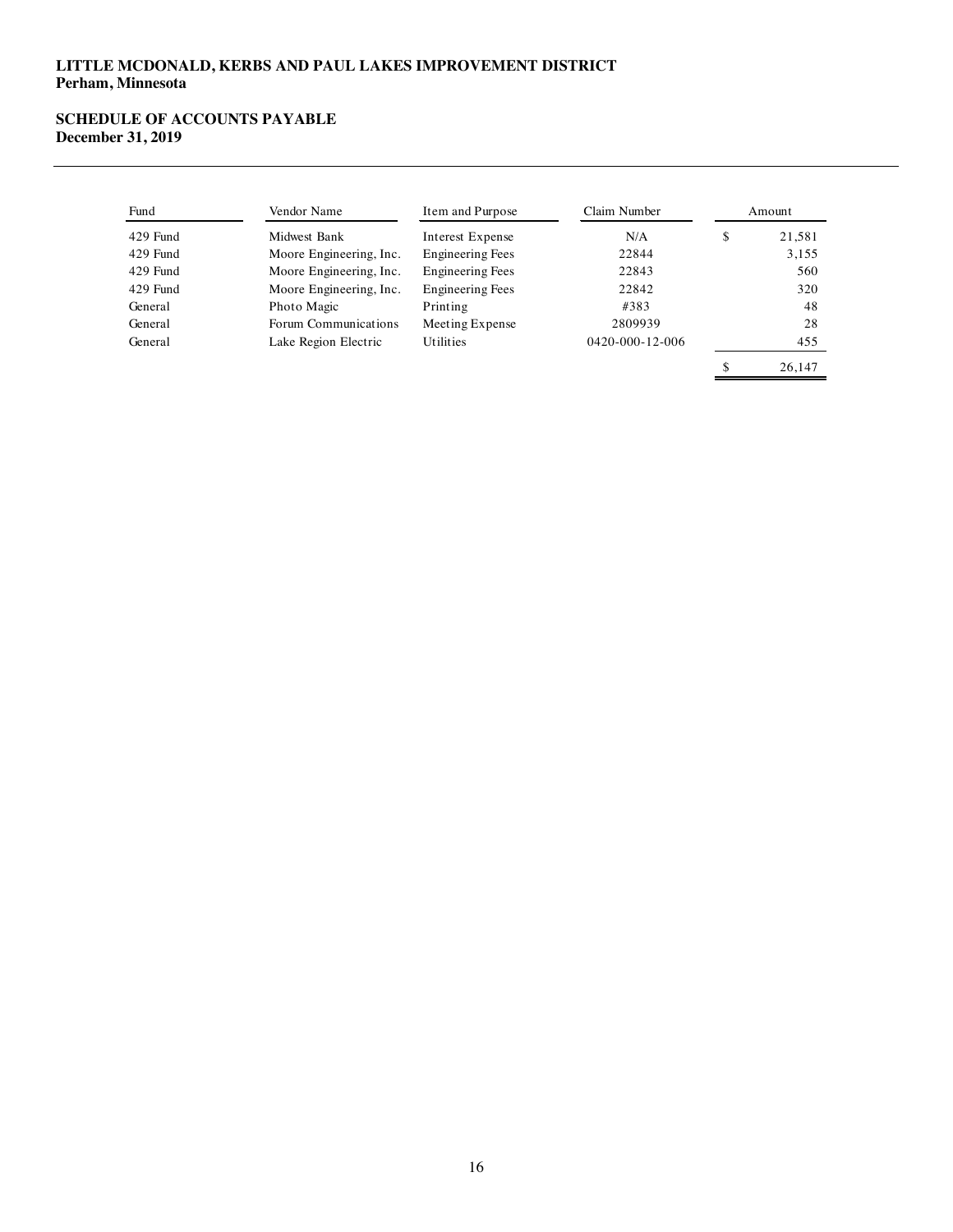**LITTLE MCDONALD, KERBS AND PAUL LAKES IMPROVEMENT DISTRICT**
**Perham, Minnesota**

**SCHEDULE OF ACCOUNTS PAYABLE**
**December 31, 2019**

| Fund | Vendor Name | Item and Purpose | Claim Number | Amount |
|---|---|---|---|---|
| 429 Fund | Midwest Bank | Interest Expense | N/A | $ 21,581 |
| 429 Fund | Moore Engineering, Inc. | Engineering Fees | 22844 | 3,155 |
| 429 Fund | Moore Engineering, Inc. | Engineering Fees | 22843 | 560 |
| 429 Fund | Moore Engineering, Inc. | Engineering Fees | 22842 | 320 |
| General | Photo Magic | Printing | #383 | 48 |
| General | Forum Communications | Meeting Expense | 2809939 | 28 |
| General | Lake Region Electric | Utilities | 0420-000-12-006 | 455 |
| | | | | $ 26,147 |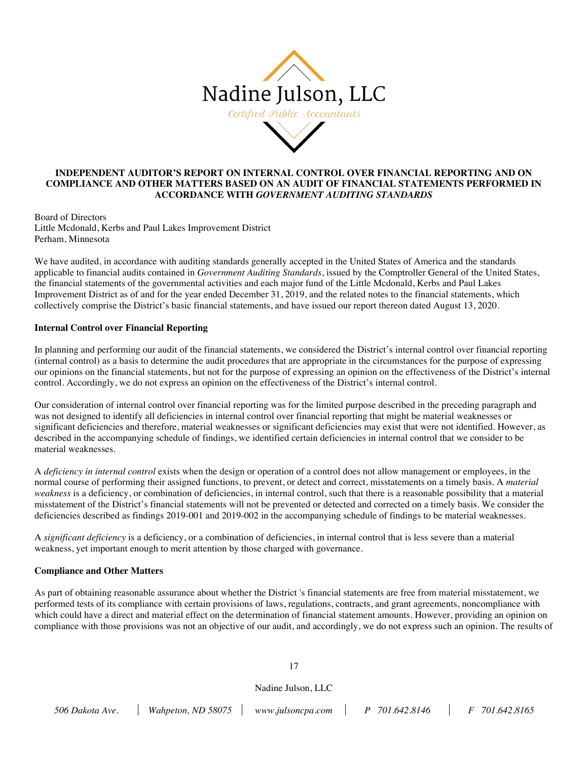Nadine Julson, LLC

*Certified Public Accountants*

**INDEPENDENT AUDITOR'S REPORT ON INTERNAL CONTROL OVER FINANCIAL REPORTING AND ON COMPLIANCE AND OTHER MATTERS BASED ON AN AUDIT OF FINANCIAL STATEMENTS PERFORMED IN ACCORDANCE WITH *GOVERNMENT AUDITING STANDARDS***

Board of Directors
Little Mcdonald, Kerbs and Paul Lakes Improvement District
Perham, Minnesota

We have audited, in accordance with auditing standards generally accepted in the United States of America and the standards applicable to financial audits contained in *Government Auditing Standards*, issued by the Comptroller General of the United States, the financial statements of the governmental activities and each major fund of the Little Mcdonald, Kerbs and Paul Lakes Improvement District as of and for the year ended December 31, 2019, and the related notes to the financial statements, which collectively comprise the District's basic financial statements, and have issued our report thereon dated August 13, 2020.

**Internal Control over Financial Reporting**

In planning and performing our audit of the financial statements, we considered the District's internal control over financial reporting (internal control) as a basis to determine the audit procedures that are appropriate in the circumstances for the purpose of expressing our opinions on the financial statements, but not for the purpose of expressing an opinion on the effectiveness of the District's internal control. Accordingly, we do not express an opinion on the effectiveness of the District's internal control.

Our consideration of internal control over financial reporting was for the limited purpose described in the preceding paragraph and was not designed to identify all deficiencies in internal control over financial reporting that might be material weaknesses or significant deficiencies and therefore, material weaknesses or significant deficiencies may exist that were not identified. However, as described in the accompanying schedule of findings, we identified certain deficiencies in internal control that we consider to be material weaknesses.

A *deficiency in internal control* exists when the design or operation of a control does not allow management or employees, in the normal course of performing their assigned functions, to prevent, or detect and correct, misstatements on a timely basis. A *material weakness* is a deficiency, or combination of deficiencies, in internal control, such that there is a reasonable possibility that a material misstatement of the District's financial statements will not be prevented or detected and corrected on a timely basis. We consider the deficiencies described as findings 2019-001 and 2019-002 in the accompanying schedule of findings to be material weaknesses.

A *significant deficiency* is a deficiency, or a combination of deficiencies, in internal control that is less severe than a material weakness, yet important enough to merit attention by those charged with governance.

**Compliance and Other Matters**

As part of obtaining reasonable assurance about whether the District 's financial statements are free from material misstatement, we performed tests of its compliance with certain provisions of laws, regulations, contracts, and grant agreements, noncompliance with which could have a direct and material effect on the determination of financial statement amounts. However, providing an opinion on compliance with those provisions was not an objective of our audit, and accordingly, we do not express such an opinion. The results of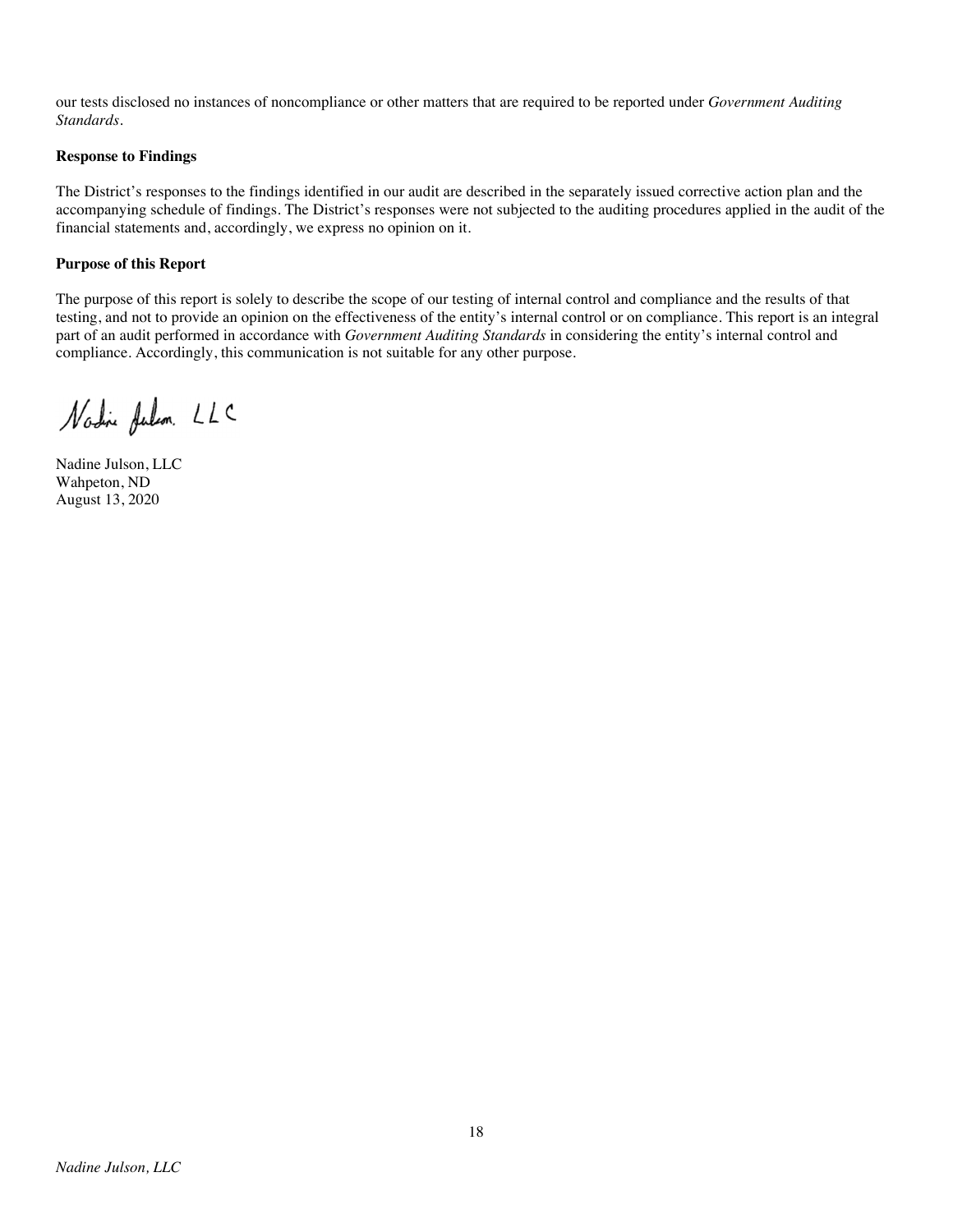our tests disclosed no instances of noncompliance or other matters that are required to be reported under *Government Auditing Standards*.

**Response to Findings**

The District's responses to the findings identified in our audit are described in the separately issued corrective action plan and the accompanying schedule of findings. The District's responses were not subjected to the auditing procedures applied in the audit of the financial statements and, accordingly, we express no opinion on it.

**Purpose of this Report**

The purpose of this report is solely to describe the scope of our testing of internal control and compliance and the results of that testing, and not to provide an opinion on the effectiveness of the entity's internal control or on compliance. This report is an integral part of an audit performed in accordance with *Government Auditing Standards* in considering the entity's internal control and compliance. Accordingly, this communication is not suitable for any other purpose.

Nadine Julson, LLC

Nadine Julson, LLC
Wahpeton, ND
August 13, 2020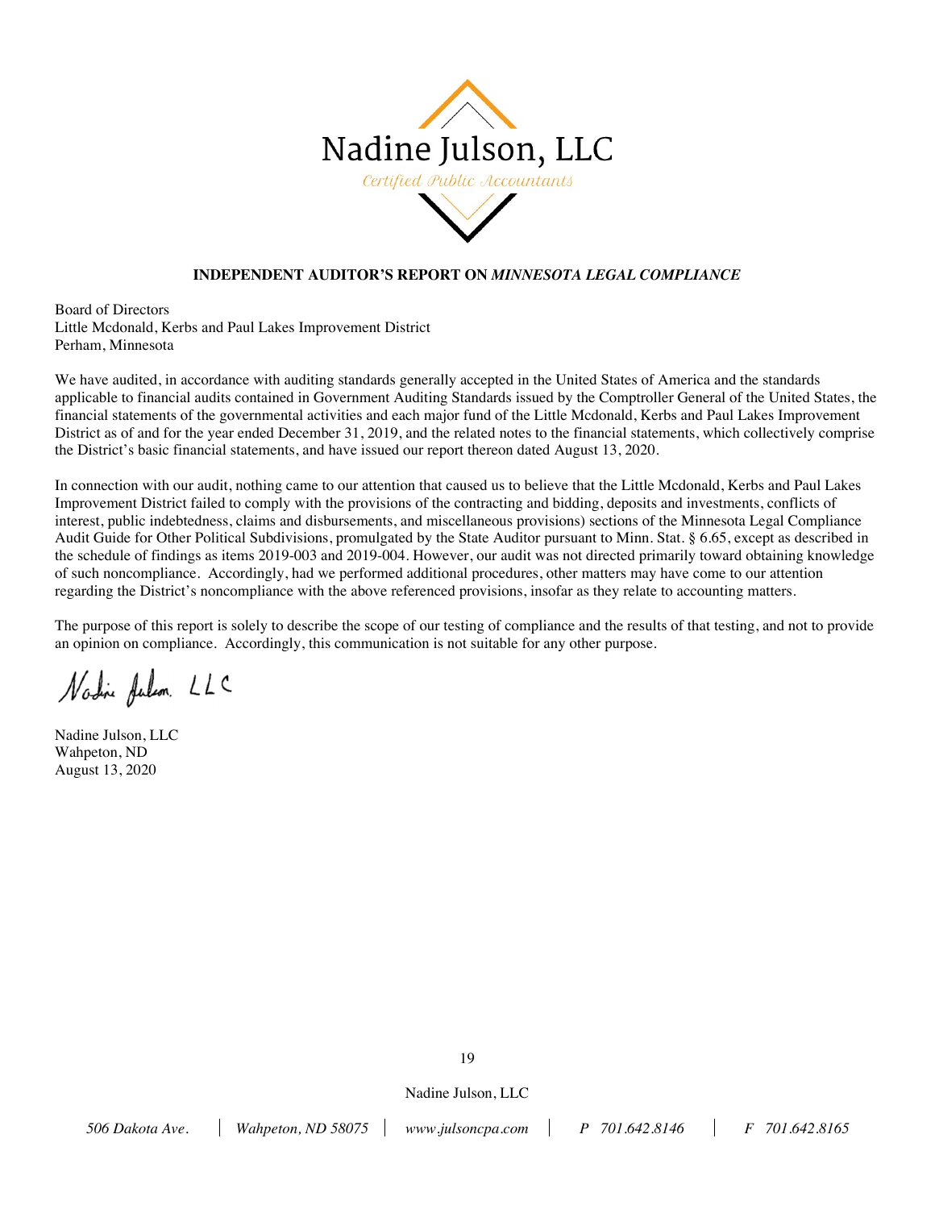Nadine Julson, LLC

*Certified Public Accountants*

**INDEPENDENT AUDITOR'S REPORT ON *MINNESOTA LEGAL COMPLIANCE***

Board of Directors
Little Mcdonald, Kerbs and Paul Lakes Improvement District
Perham, Minnesota

We have audited, in accordance with auditing standards generally accepted in the United States of America and the standards applicable to financial audits contained in Government Auditing Standards issued by the Comptroller General of the United States, the financial statements of the governmental activities and each major fund of the Little Mcdonald, Kerbs and Paul Lakes Improvement District as of and for the year ended December 31, 2019, and the related notes to the financial statements, which collectively comprise the District's basic financial statements, and have issued our report thereon dated August 13, 2020.

In connection with our audit, nothing came to our attention that caused us to believe that the Little Mcdonald, Kerbs and Paul Lakes Improvement District failed to comply with the provisions of the contracting and bidding, deposits and investments, conflicts of interest, public indebtedness, claims and disbursements, and miscellaneous provisions) sections of the Minnesota Legal Compliance Audit Guide for Other Political Subdivisions, promulgated by the State Auditor pursuant to Minn. Stat. § 6.65, except as described in the schedule of findings as items 2019-003 and 2019-004. However, our audit was not directed primarily toward obtaining knowledge of such noncompliance. Accordingly, had we performed additional procedures, other matters may have come to our attention regarding the District's noncompliance with the above referenced provisions, insofar as they relate to accounting matters.

The purpose of this report is solely to describe the scope of our testing of compliance and the results of that testing, and not to provide an opinion on compliance. Accordingly, this communication is not suitable for any other purpose.

Nadine Julson, LLC

Nadine Julson, LLC
Wahpeton, ND
August 13, 2020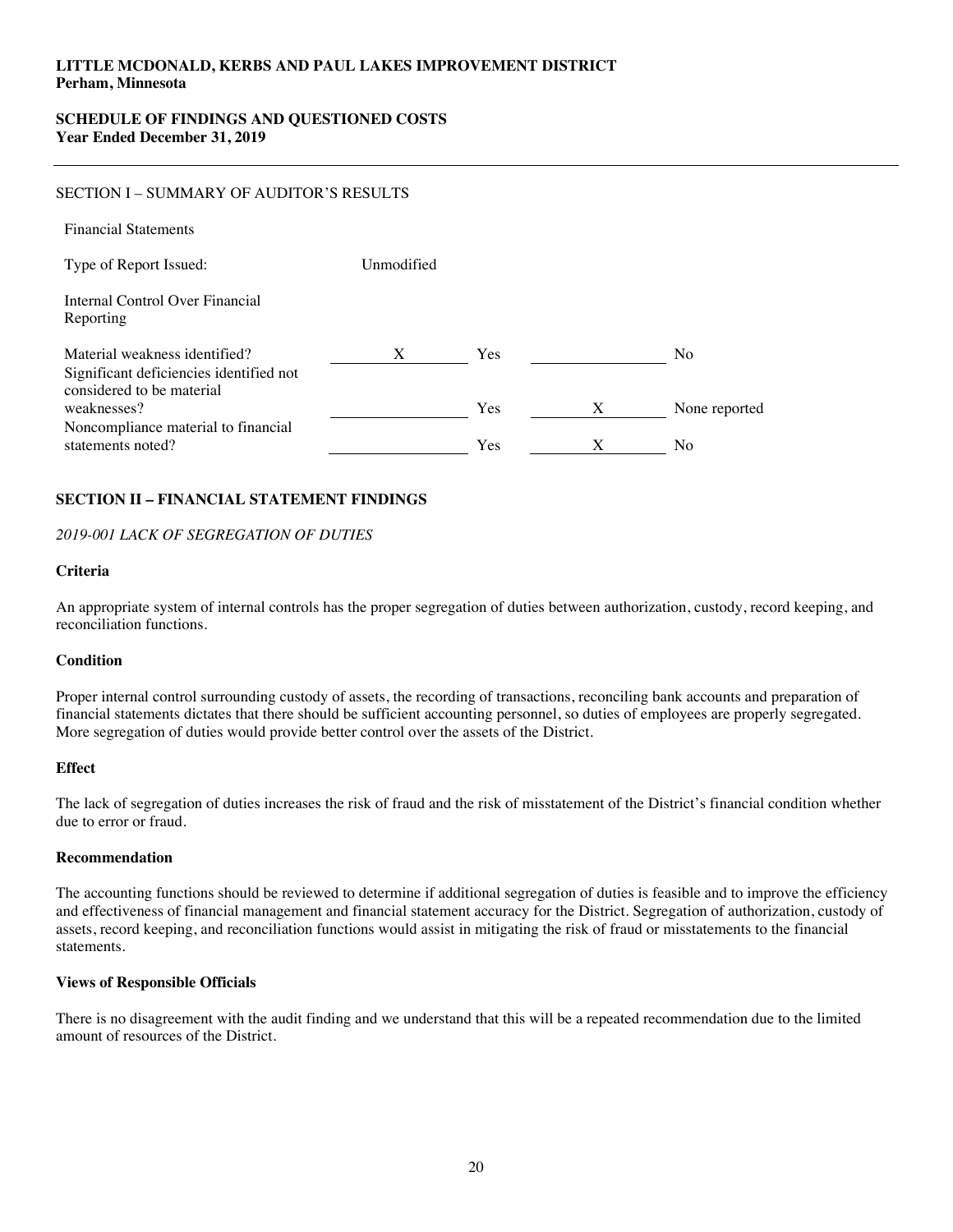**LITTLE MCDONALD, KERBS AND PAUL LAKES IMPROVEMENT DISTRICT**
**Perham, Minnesota**

**SCHEDULE OF FINDINGS AND QUESTIONED COSTS**
**Year Ended December 31, 2019**

---

SECTION I – SUMMARY OF AUDITOR'S RESULTS

Financial Statements

Type of Report Issued: Unmodified

Internal Control Over Financial Reporting

| | | | | |
|---|---|---|---|---|
| Material weakness identified? | X | Yes | | No |
| Significant deficiencies identified not considered to be material weaknesses? | | Yes | X | None reported |
| Noncompliance material to financial statements noted? | | Yes | X | No |

## SECTION II – FINANCIAL STATEMENT FINDINGS

*2019-001 LACK OF SEGREGATION OF DUTIES*

**Criteria**

An appropriate system of internal controls has the proper segregation of duties between authorization, custody, record keeping, and reconciliation functions.

**Condition**

Proper internal control surrounding custody of assets, the recording of transactions, reconciling bank accounts and preparation of financial statements dictates that there should be sufficient accounting personnel, so duties of employees are properly segregated. More segregation of duties would provide better control over the assets of the District.

**Effect**

The lack of segregation of duties increases the risk of fraud and the risk of misstatement of the District's financial condition whether due to error or fraud.

**Recommendation**

The accounting functions should be reviewed to determine if additional segregation of duties is feasible and to improve the efficiency and effectiveness of financial management and financial statement accuracy for the District. Segregation of authorization, custody of assets, record keeping, and reconciliation functions would assist in mitigating the risk of fraud or misstatements to the financial statements.

**Views of Responsible Officials**

There is no disagreement with the audit finding and we understand that this will be a repeated recommendation due to the limited amount of resources of the District.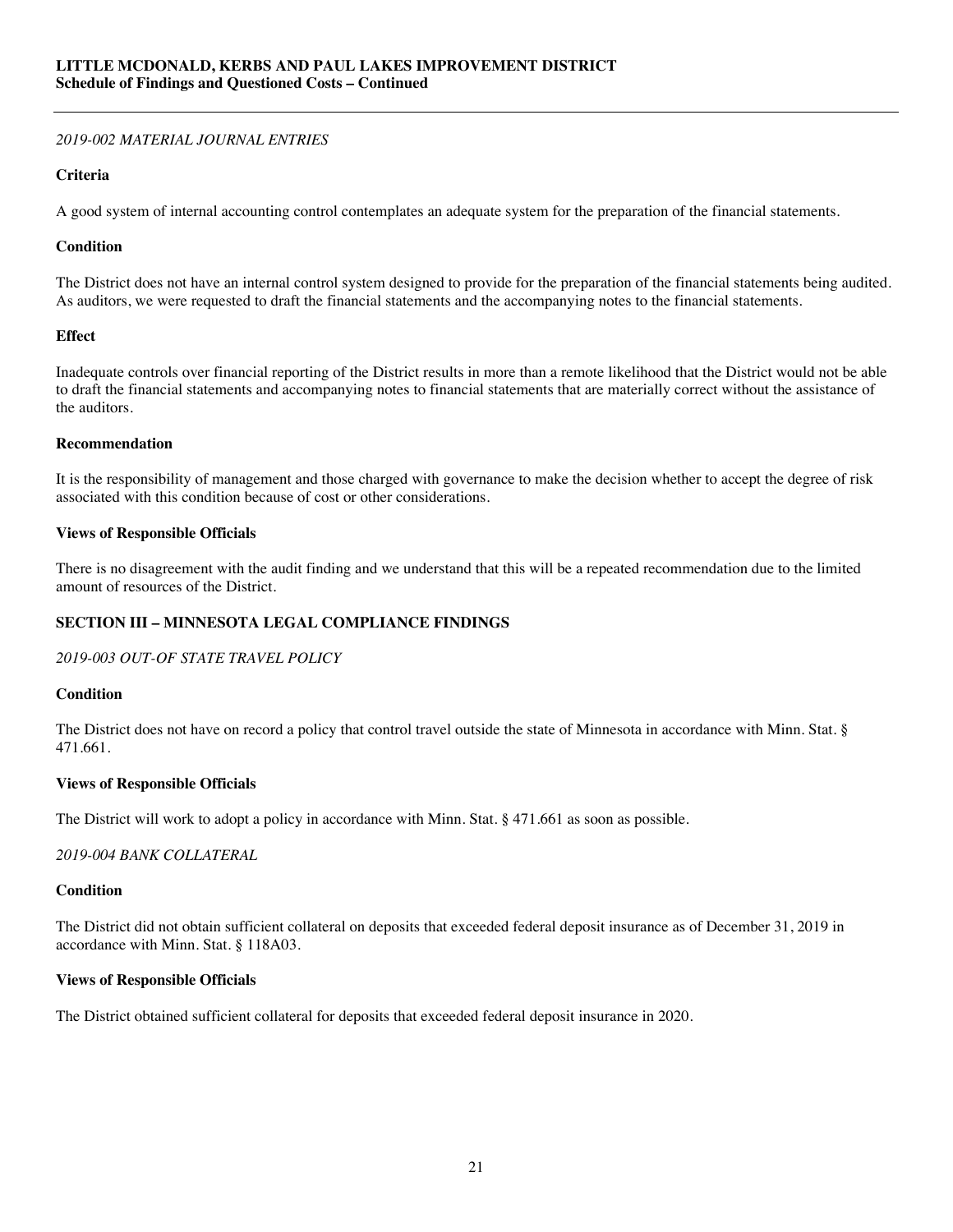*2019-002 MATERIAL JOURNAL ENTRIES*

**Criteria**

A good system of internal accounting control contemplates an adequate system for the preparation of the financial statements.

**Condition**

The District does not have an internal control system designed to provide for the preparation of the financial statements being audited. As auditors, we were requested to draft the financial statements and the accompanying notes to the financial statements.

**Effect**

Inadequate controls over financial reporting of the District results in more than a remote likelihood that the District would not be able to draft the financial statements and accompanying notes to financial statements that are materially correct without the assistance of the auditors.

**Recommendation**

It is the responsibility of management and those charged with governance to make the decision whether to accept the degree of risk associated with this condition because of cost or other considerations.

**Views of Responsible Officials**

There is no disagreement with the audit finding and we understand that this will be a repeated recommendation due to the limited amount of resources of the District.

## SECTION III – MINNESOTA LEGAL COMPLIANCE FINDINGS

*2019-003 OUT-OF STATE TRAVEL POLICY*

**Condition**

The District does not have on record a policy that control travel outside the state of Minnesota in accordance with Minn. Stat. § 471.661.

**Views of Responsible Officials**

The District will work to adopt a policy in accordance with Minn. Stat. § 471.661 as soon as possible.

*2019-004 BANK COLLATERAL*

**Condition**

The District did not obtain sufficient collateral on deposits that exceeded federal deposit insurance as of December 31, 2019 in accordance with Minn. Stat. § 118A03.

**Views of Responsible Officials**

The District obtained sufficient collateral for deposits that exceeded federal deposit insurance in 2020.